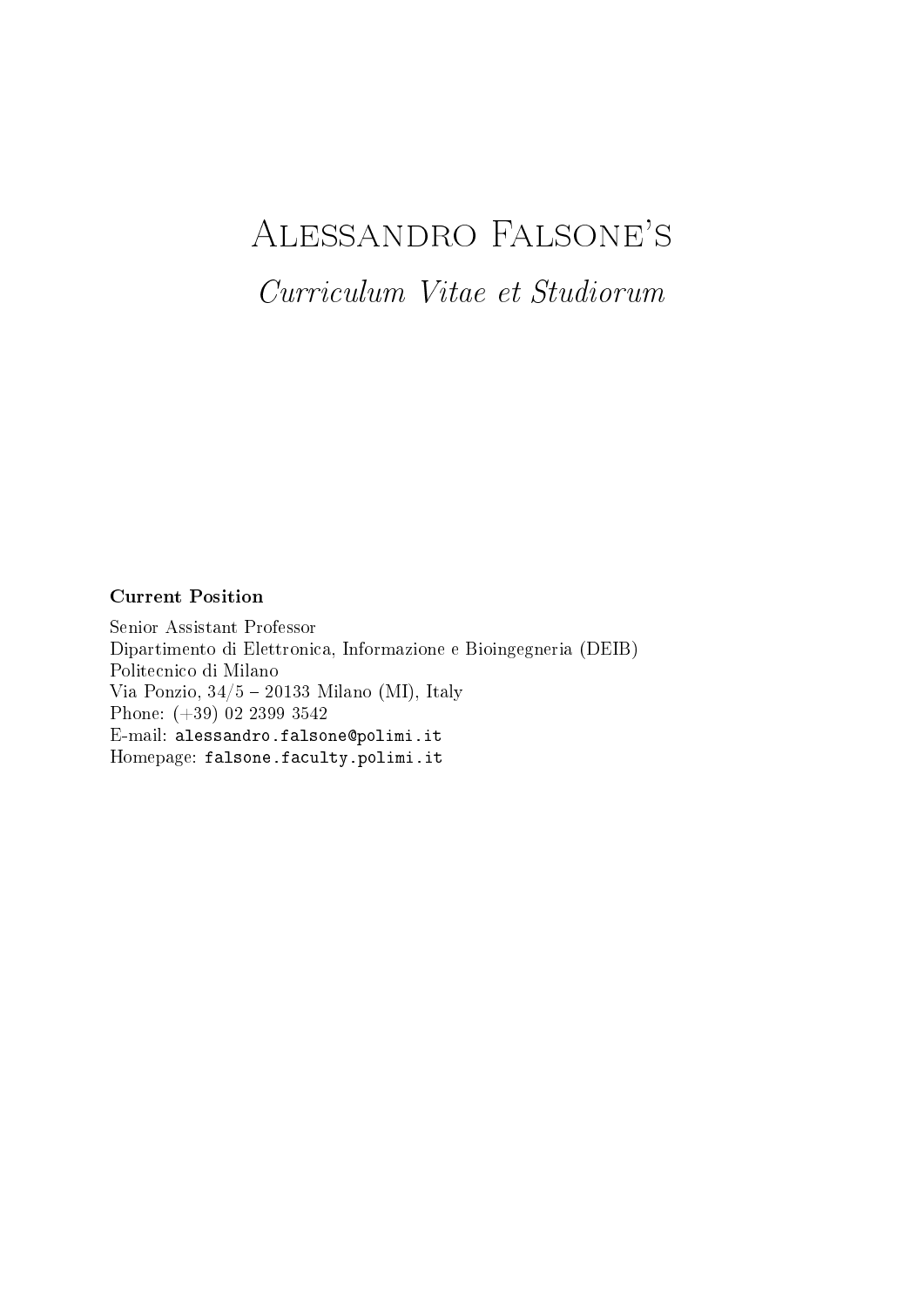# Alessandro Falsone's

*Curriculum Vitae et Studiorum*

**Current Position**

Senior Assistant Professor
Dipartimento di Elettronica, Informazione e Bioingegneria (DEIB)
Politecnico di Milano
Via Ponzio, 34/5 – 20133 Milano (MI), Italy
Phone: (+39) 02 2399 3542
E-mail: `alessandro.falsone@polimi.it`
Homepage: `falsone.faculty.polimi.it`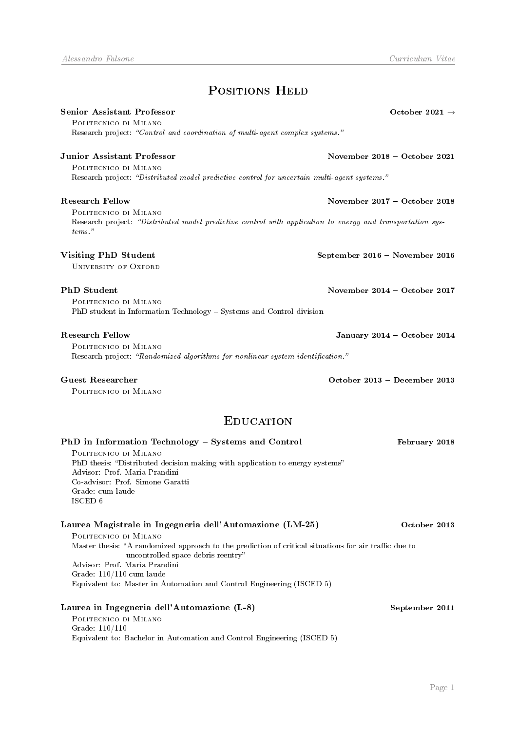# Positions Held

**Senior Assistant Professor** **October 2021 →**
Politecnico di Milano
Research project: *"Control and coordination of multi-agent complex systems."*

**Junior Assistant Professor** **November 2018 – October 2021**
Politecnico di Milano
Research project: *"Distributed model predictive control for uncertain multi-agent systems."*

**Research Fellow** **November 2017 – October 2018**
Politecnico di Milano
Research project: *"Distributed model predictive control with application to energy and transportation systems."*

**Visiting PhD Student** **September 2016 – November 2016**
University of Oxford

**PhD Student** **November 2014 – October 2017**
Politecnico di Milano
PhD student in Information Technology – Systems and Control division

**Research Fellow** **January 2014 – October 2014**
Politecnico di Milano
Research project: *"Randomized algorithms for nonlinear system identification."*

**Guest Researcher** **October 2013 – December 2013**
Politecnico di Milano

# Education

**PhD in Information Technology – Systems and Control** **February 2018**
Politecnico di Milano
PhD thesis: "Distributed decision making with application to energy systems"
Advisor: Prof. Maria Prandini
Co-advisor: Prof. Simone Garatti
Grade: cum laude
ISCED 6

**Laurea Magistrale in Ingegneria dell'Automazione (LM-25)** **October 2013**
Politecnico di Milano
Master thesis: "A randomized approach to the prediction of critical situations for air traffic due to uncontrolled space debris reentry"
Advisor: Prof. Maria Prandini
Grade: 110/110 cum laude
Equivalent to: Master in Automation and Control Engineering (ISCED 5)

**Laurea in Ingegneria dell'Automazione (L-8)** **September 2011**
Politecnico di Milano
Grade: 110/110
Equivalent to: Bachelor in Automation and Control Engineering (ISCED 5)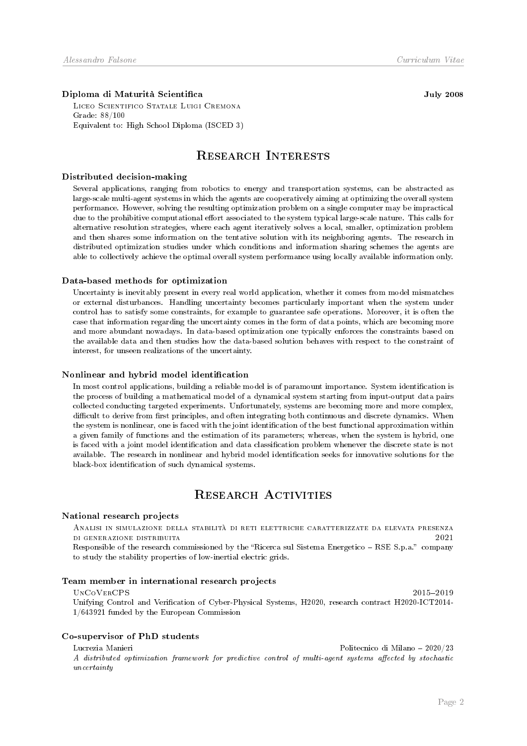**Diploma di Maturità Scientifica** **July 2008**

Liceo Scientifico Statale Luigi Cremona
Grade: 88/100
Equivalent to: High School Diploma (ISCED 3)

# Research Interests

### Distributed decision-making

Several applications, ranging from robotics to energy and transportation systems, can be abstracted as large-scale multi-agent systems in which the agents are cooperatively aiming at optimizing the overall system performance. However, solving the resulting optimization problem on a single computer may be impractical due to the prohibitive computational effort associated to the system typical large-scale nature. This calls for alternative resolution strategies, where each agent iteratively solves a local, smaller, optimization problem and then shares some information on the tentative solution with its neighboring agents. The research in distributed optimization studies under which conditions and information sharing schemes the agents are able to collectively achieve the optimal overall system performance using locally available information only.

### Data-based methods for optimization

Uncertainty is inevitably present in every real world application, whether it comes from model mismatches or external disturbances. Handling uncertainty becomes particularly important when the system under control has to satisfy some constraints, for example to guarantee safe operations. Moreover, it is often the case that information regarding the uncertainty comes in the form of data points, which are becoming more and more abundant nowadays. In data-based optimization one typically enforces the constraints based on the available data and then studies how the data-based solution behaves with respect to the constraint of interest, for unseen realizations of the uncertainty.

### Nonlinear and hybrid model identification

In most control applications, building a reliable model is of paramount importance. System identification is the process of building a mathematical model of a dynamical system starting from input-output data pairs collected conducting targeted experiments. Unfortunately, systems are becoming more and more complex, difficult to derive from first principles, and often integrating both continuous and discrete dynamics. When the system is nonlinear, one is faced with the joint identification of the best functional approximation within a given family of functions and the estimation of its parameters; whereas, when the system is hybrid, one is faced with a joint model identification and data classification problem whenever the discrete state is not available. The research in nonlinear and hybrid model identification seeks for innovative solutions for the black-box identification of such dynamical systems.

# Research Activities

### National research projects

Analisi in simulazione della stabilità di reti elettriche caratterizzate da elevata presenza di generazione distribuita — 2021
Responsible of the research commissioned by the "Ricerca sul Sistema Energetico – RSE S.p.a." company to study the stability properties of low-inertial electric grids.

### Team member in international research projects

UnCoVerCPS — 2015–2019
Unifying Control and Verification of Cyber-Physical Systems, H2020, research contract H2020-ICT2014-1/643921 funded by the European Commission

### Co-supervisor of PhD students

Lucrezia Manieri — Politecnico di Milano – 2020/23
*A distributed optimization framework for predictive control of multi-agent systems affected by stochastic uncertainty*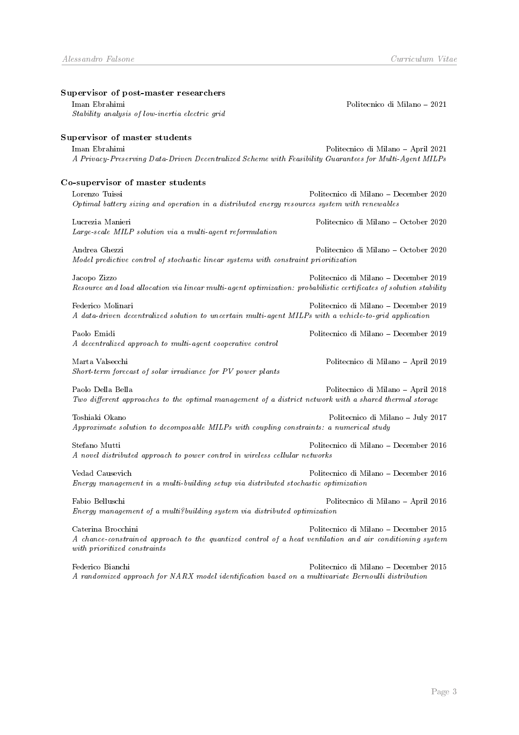### Supervisor of post-master researchers

Iman Ebrahimi — Politecnico di Milano – 2021
*Stability analysis of low-inertia electric grid*

### Supervisor of master students

Iman Ebrahimi — Politecnico di Milano – April 2021
*A Privacy-Preserving Data-Driven Decentralized Scheme with Feasibility Guarantees for Multi-Agent MILPs*

### Co-supervisor of master students

Lorenzo Tuissi — Politecnico di Milano – December 2020
*Optimal battery sizing and operation in a distributed energy resources system with renewables*

Lucrezia Manieri — Politecnico di Milano – October 2020
*Large-scale MILP solution via a multi-agent reformulation*

Andrea Ghezzi — Politecnico di Milano – October 2020
*Model predictive control of stochastic linear systems with constraint prioritization*

Jacopo Zizzo — Politecnico di Milano – December 2019
*Resource and load allocation via linear multi-agent optimization: probabilistic certificates of solution stability*

Federico Molinari — Politecnico di Milano – December 2019
*A data-driven decentralized solution to uncertain multi-agent MILPs with a vehicle-to-grid application*

Paolo Emidi — Politecnico di Milano – December 2019
*A decentralized approach to multi-agent cooperative control*

Marta Valsecchi — Politecnico di Milano – April 2019
*Short-term forecast of solar irradiance for PV power plants*

Paolo Della Bella — Politecnico di Milano – April 2018
*Two different approaches to the optimal management of a district network with a shared thermal storage*

Toshiaki Okano — Politecnico di Milano – July 2017
*Approximate solution to decomposable MILPs with coupling constraints: a numerical study*

Stefano Mutti — Politecnico di Milano – December 2016
*A novel distributed approach to power control in wireless cellular networks*

Vedad Causevich — Politecnico di Milano – December 2016
*Energy management in a multi-building setup via distributed stochastic optimization*

Fabio Belluschi — Politecnico di Milano – April 2016
*Energy management of a multi?building system via distributed optimization*

Caterina Brocchini — Politecnico di Milano – December 2015
*A chance-constrained approach to the quantized control of a heat ventilation and air conditioning system with prioritized constraints*

Federico Bianchi — Politecnico di Milano – December 2015
*A randomized approach for NARX model identification based on a multivariate Bernoulli distribution*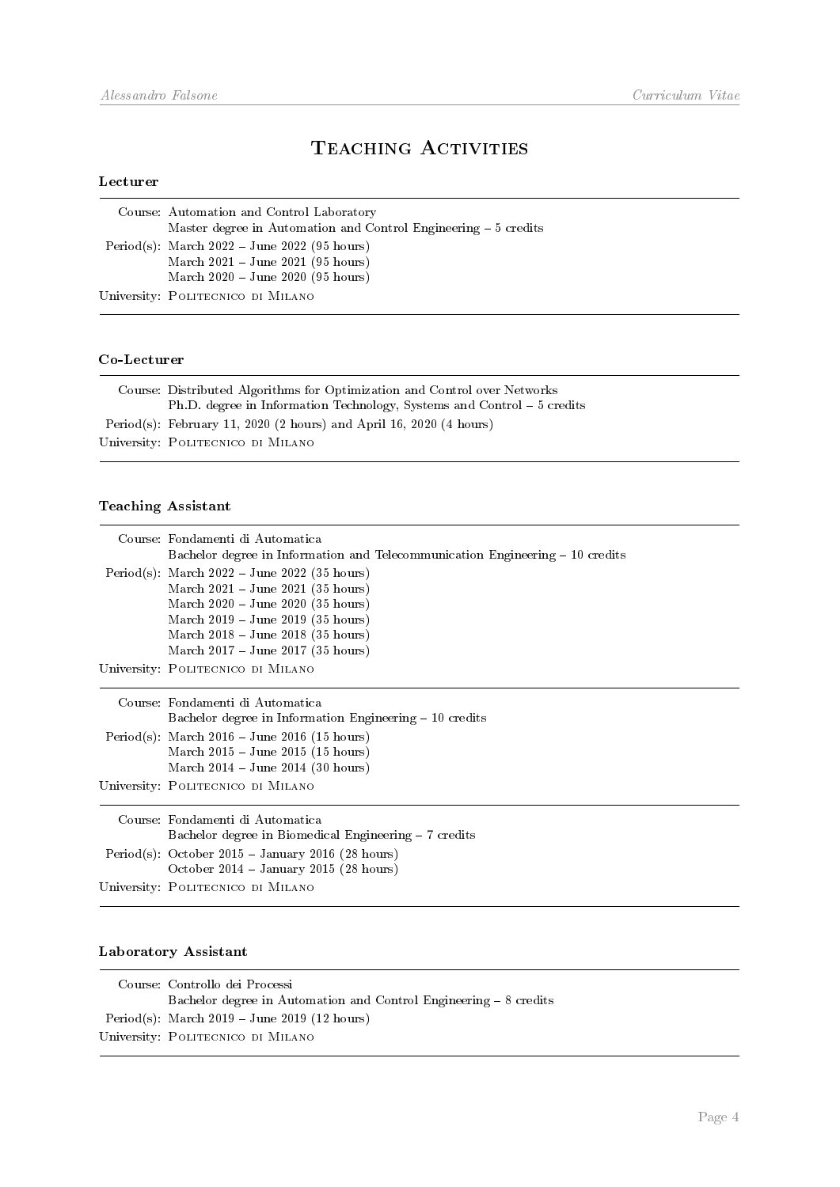# Teaching Activities

### Lecturer

Course: Automation and Control Laboratory
Master degree in Automation and Control Engineering – 5 credits

Period(s): March 2022 – June 2022 (95 hours)
March 2021 – June 2021 (95 hours)
March 2020 – June 2020 (95 hours)

University: Politecnico di Milano

### Co-Lecturer

Course: Distributed Algorithms for Optimization and Control over Networks
Ph.D. degree in Information Technology, Systems and Control – 5 credits

Period(s): February 11, 2020 (2 hours) and April 16, 2020 (4 hours)

University: Politecnico di Milano

### Teaching Assistant

Course: Fondamenti di Automatica
Bachelor degree in Information and Telecommunication Engineering – 10 credits

Period(s): March 2022 – June 2022 (35 hours)
March 2021 – June 2021 (35 hours)
March 2020 – June 2020 (35 hours)
March 2019 – June 2019 (35 hours)
March 2018 – June 2018 (35 hours)
March 2017 – June 2017 (35 hours)

University: Politecnico di Milano

---

Course: Fondamenti di Automatica
Bachelor degree in Information Engineering – 10 credits

Period(s): March 2016 – June 2016 (15 hours)
March 2015 – June 2015 (15 hours)
March 2014 – June 2014 (30 hours)

University: Politecnico di Milano

---

Course: Fondamenti di Automatica
Bachelor degree in Biomedical Engineering – 7 credits

Period(s): October 2015 – January 2016 (28 hours)
October 2014 – January 2015 (28 hours)

University: Politecnico di Milano

### Laboratory Assistant

Course: Controllo dei Processi
Bachelor degree in Automation and Control Engineering – 8 credits

Period(s): March 2019 – June 2019 (12 hours)

University: Politecnico di Milano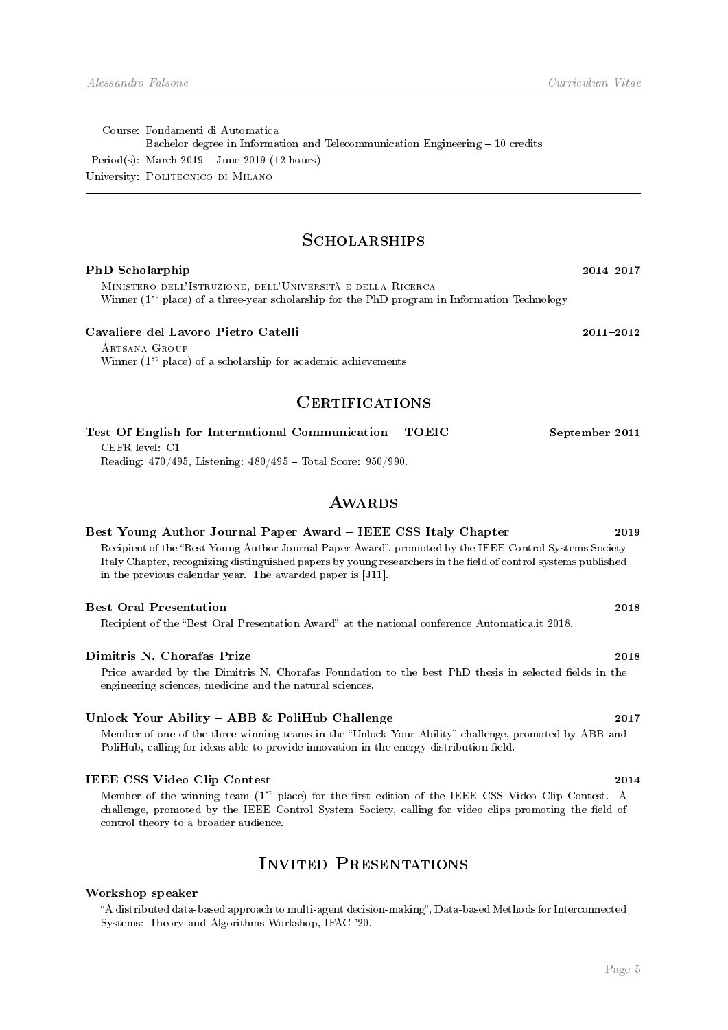Course: Fondamenti di Automatica
Bachelor degree in Information and Telecommunication Engineering – 10 credits

Period(s): March 2019 – June 2019 (12 hours)

University: Politecnico di Milano

---

## Scholarships

**PhD Scholarphip** **2014–2017**

Ministero dell'Istruzione, dell'Università e della Ricerca
Winner (1st place) of a three-year scholarship for the PhD program in Information Technology

**Cavaliere del Lavoro Pietro Catelli** **2011–2012**

Artsana Group
Winner (1st place) of a scholarship for academic achievements

## Certifications

**Test Of English for International Communication – TOEIC** **September 2011**

CEFR level: C1
Reading: 470/495, Listening: 480/495 – Total Score: 950/990.

## Awards

**Best Young Author Journal Paper Award – IEEE CSS Italy Chapter** **2019**

Recipient of the "Best Young Author Journal Paper Award", promoted by the IEEE Control Systems Society Italy Chapter, recognizing distinguished papers by young researchers in the field of control systems published in the previous calendar year. The awarded paper is [J11].

**Best Oral Presentation** **2018**

Recipient of the "Best Oral Presentation Award" at the national conference Automatica.it 2018.

**Dimitris N. Chorafas Prize** **2018**

Price awarded by the Dimitris N. Chorafas Foundation to the best PhD thesis in selected fields in the engineering sciences, medicine and the natural sciences.

**Unlock Your Ability – ABB & PoliHub Challenge** **2017**

Member of one of the three winning teams in the "Unlock Your Ability" challenge, promoted by ABB and PoliHub, calling for ideas able to provide innovation in the energy distribution field.

**IEEE CSS Video Clip Contest** **2014**

Member of the winning team (1st place) for the first edition of the IEEE CSS Video Clip Contest. A challenge, promoted by the IEEE Control System Society, calling for video clips promoting the field of control theory to a broader audience.

## Invited Presentations

**Workshop speaker**

"A distributed data-based approach to multi-agent decision-making", Data-based Methods for Interconnected Systems: Theory and Algorithms Workshop, IFAC '20.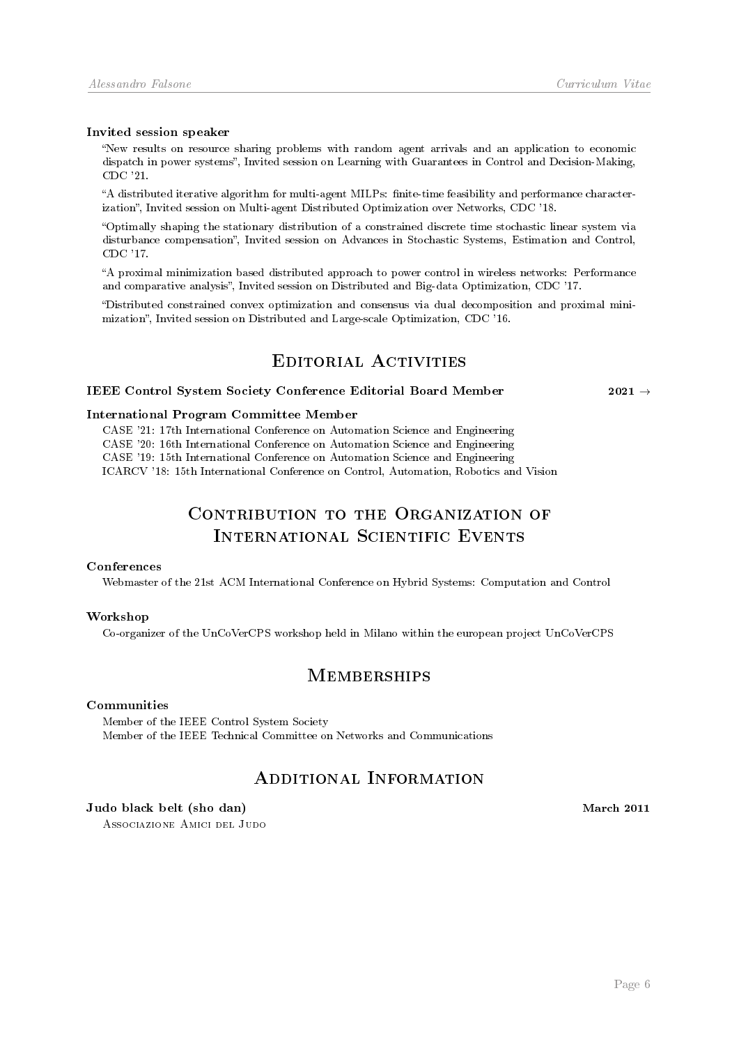**Invited session speaker**

"New results on resource sharing problems with random agent arrivals and an application to economic dispatch in power systems", Invited session on Learning with Guarantees in Control and Decision-Making, CDC '21.

"A distributed iterative algorithm for multi-agent MILPs: finite-time feasibility and performance characterization", Invited session on Multi-agent Distributed Optimization over Networks, CDC '18.

"Optimally shaping the stationary distribution of a constrained discrete time stochastic linear system via disturbance compensation", Invited session on Advances in Stochastic Systems, Estimation and Control, CDC '17.

"A proximal minimization based distributed approach to power control in wireless networks: Performance and comparative analysis", Invited session on Distributed and Big-data Optimization, CDC '17.

"Distributed constrained convex optimization and consensus via dual decomposition and proximal minimization", Invited session on Distributed and Large-scale Optimization, CDC '16.

## Editorial Activities

**IEEE Control System Society Conference Editorial Board Member** **2021 →**

**International Program Committee Member**

CASE '21: 17th International Conference on Automation Science and Engineering
CASE '20: 16th International Conference on Automation Science and Engineering
CASE '19: 15th International Conference on Automation Science and Engineering
ICARCV '18: 15th International Conference on Control, Automation, Robotics and Vision

## Contribution to the Organization of International Scientific Events

**Conferences**

Webmaster of the 21st ACM International Conference on Hybrid Systems: Computation and Control

**Workshop**

Co-organizer of the UnCoVerCPS workshop held in Milano within the european project UnCoVerCPS

## Memberships

**Communities**

Member of the IEEE Control System Society
Member of the IEEE Technical Committee on Networks and Communications

## Additional Information

**Judo black belt (sho dan)** **March 2011**

Associazione Amici del Judo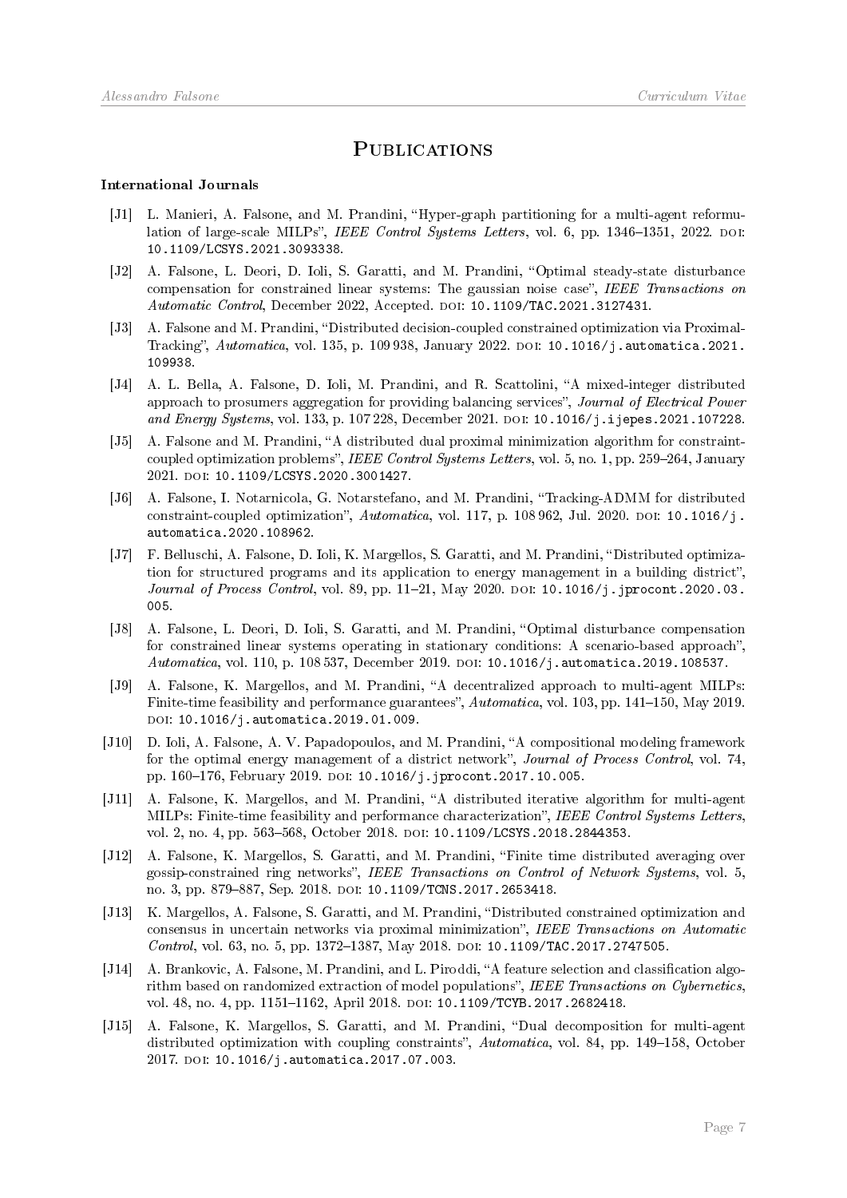# Publications

### International Journals

[J1] L. Manieri, A. Falsone, and M. Prandini, “Hyper-graph partitioning for a multi-agent reformulation of large-scale MILPs”, *IEEE Control Systems Letters*, vol. 6, pp. 1346–1351, 2022. DOI: `10.1109/LCSYS.2021.3093338`.

[J2] A. Falsone, L. Deori, D. Ioli, S. Garatti, and M. Prandini, “Optimal steady-state disturbance compensation for constrained linear systems: The gaussian noise case”, *IEEE Transactions on Automatic Control*, December 2022, Accepted. DOI: `10.1109/TAC.2021.3127431`.

[J3] A. Falsone and M. Prandini, “Distributed decision-coupled constrained optimization via Proximal-Tracking”, *Automatica*, vol. 135, p. 109 938, January 2022. DOI: `10.1016/j.automatica.2021.109938`.

[J4] A. L. Bella, A. Falsone, D. Ioli, M. Prandini, and R. Scattolini, “A mixed-integer distributed approach to prosumers aggregation for providing balancing services”, *Journal of Electrical Power and Energy Systems*, vol. 133, p. 107 228, December 2021. DOI: `10.1016/j.ijepes.2021.107228`.

[J5] A. Falsone and M. Prandini, “A distributed dual proximal minimization algorithm for constraint-coupled optimization problems”, *IEEE Control Systems Letters*, vol. 5, no. 1, pp. 259–264, January 2021. DOI: `10.1109/LCSYS.2020.3001427`.

[J6] A. Falsone, I. Notarnicola, G. Notarstefano, and M. Prandini, “Tracking-ADMM for distributed constraint-coupled optimization”, *Automatica*, vol. 117, p. 108 962, Jul. 2020. DOI: `10.1016/j.automatica.2020.108962`.

[J7] F. Belluschi, A. Falsone, D. Ioli, K. Margellos, S. Garatti, and M. Prandini, “Distributed optimization for structured programs and its application to energy management in a building district”, *Journal of Process Control*, vol. 89, pp. 11–21, May 2020. DOI: `10.1016/j.jprocont.2020.03.005`.

[J8] A. Falsone, L. Deori, D. Ioli, S. Garatti, and M. Prandini, “Optimal disturbance compensation for constrained linear systems operating in stationary conditions: A scenario-based approach”, *Automatica*, vol. 110, p. 108 537, December 2019. DOI: `10.1016/j.automatica.2019.108537`.

[J9] A. Falsone, K. Margellos, and M. Prandini, “A decentralized approach to multi-agent MILPs: Finite-time feasibility and performance guarantees”, *Automatica*, vol. 103, pp. 141–150, May 2019. DOI: `10.1016/j.automatica.2019.01.009`.

[J10] D. Ioli, A. Falsone, A. V. Papadopoulos, and M. Prandini, “A compositional modeling framework for the optimal energy management of a district network”, *Journal of Process Control*, vol. 74, pp. 160–176, February 2019. DOI: `10.1016/j.jprocont.2017.10.005`.

[J11] A. Falsone, K. Margellos, and M. Prandini, “A distributed iterative algorithm for multi-agent MILPs: Finite-time feasibility and performance characterization”, *IEEE Control Systems Letters*, vol. 2, no. 4, pp. 563–568, October 2018. DOI: `10.1109/LCSYS.2018.2844353`.

[J12] A. Falsone, K. Margellos, S. Garatti, and M. Prandini, “Finite time distributed averaging over gossip-constrained ring networks”, *IEEE Transactions on Control of Network Systems*, vol. 5, no. 3, pp. 879–887, Sep. 2018. DOI: `10.1109/TCNS.2017.2653418`.

[J13] K. Margellos, A. Falsone, S. Garatti, and M. Prandini, “Distributed constrained optimization and consensus in uncertain networks via proximal minimization”, *IEEE Transactions on Automatic Control*, vol. 63, no. 5, pp. 1372–1387, May 2018. DOI: `10.1109/TAC.2017.2747505`.

[J14] A. Brankovic, A. Falsone, M. Prandini, and L. Piroddi, “A feature selection and classification algorithm based on randomized extraction of model populations”, *IEEE Transactions on Cybernetics*, vol. 48, no. 4, pp. 1151–1162, April 2018. DOI: `10.1109/TCYB.2017.2682418`.

[J15] A. Falsone, K. Margellos, S. Garatti, and M. Prandini, “Dual decomposition for multi-agent distributed optimization with coupling constraints”, *Automatica*, vol. 84, pp. 149–158, October 2017. DOI: `10.1016/j.automatica.2017.07.003`.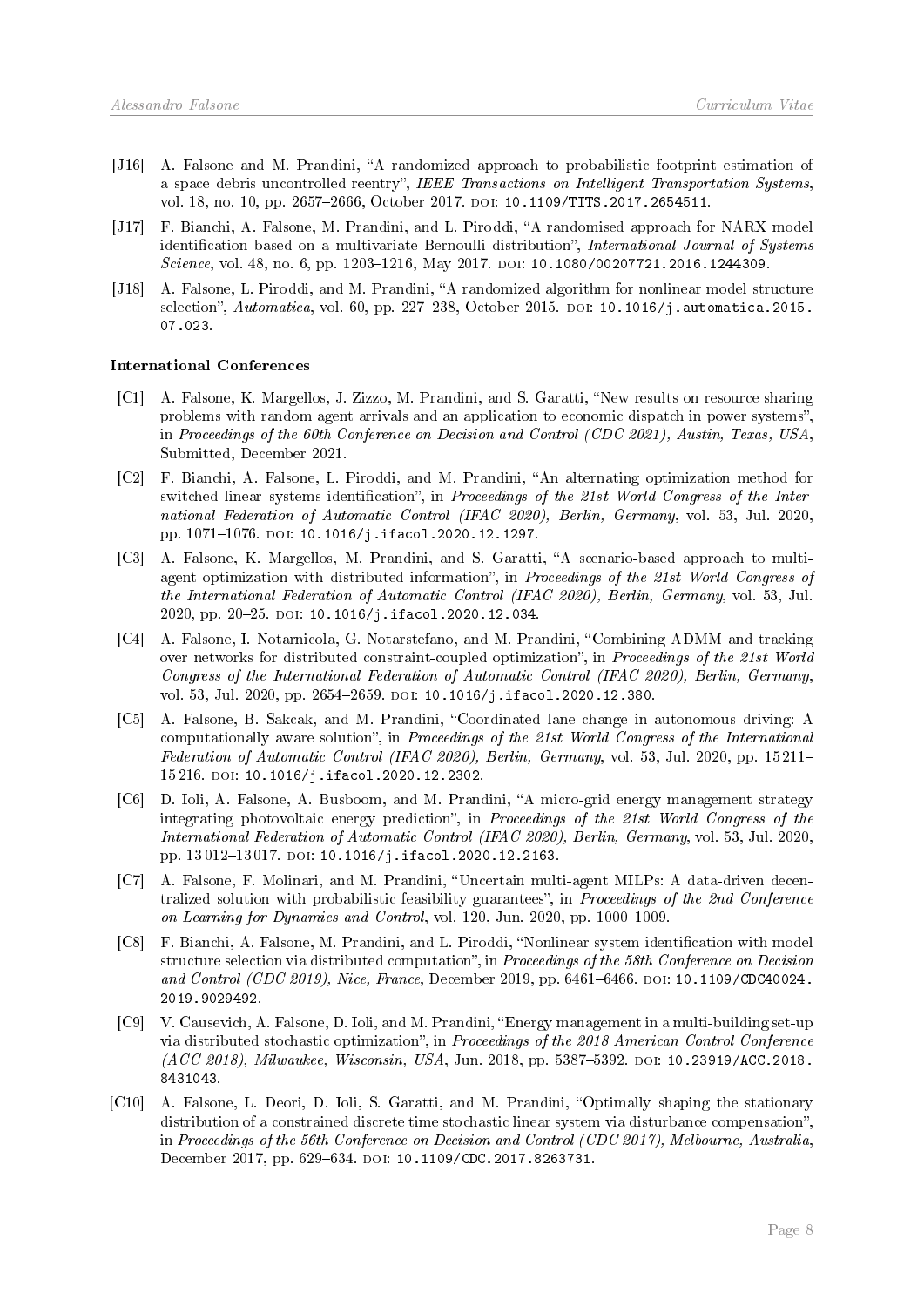[J16] A. Falsone and M. Prandini, "A randomized approach to probabilistic footprint estimation of a space debris uncontrolled reentry", *IEEE Transactions on Intelligent Transportation Systems*, vol. 18, no. 10, pp. 2657–2666, October 2017. DOI: `10.1109/TITS.2017.2654511`.

[J17] F. Bianchi, A. Falsone, M. Prandini, and L. Piroddi, "A randomised approach for NARX model identification based on a multivariate Bernoulli distribution", *International Journal of Systems Science*, vol. 48, no. 6, pp. 1203–1216, May 2017. DOI: `10.1080/00207721.2016.1244309`.

[J18] A. Falsone, L. Piroddi, and M. Prandini, "A randomized algorithm for nonlinear model structure selection", *Automatica*, vol. 60, pp. 227–238, October 2015. DOI: `10.1016/j.automatica.2015.07.023`.

### International Conferences

[C1] A. Falsone, K. Margellos, J. Zizzo, M. Prandini, and S. Garatti, "New results on resource sharing problems with random agent arrivals and an application to economic dispatch in power systems", in *Proceedings of the 60th Conference on Decision and Control (CDC 2021), Austin, Texas, USA*, Submitted, December 2021.

[C2] F. Bianchi, A. Falsone, L. Piroddi, and M. Prandini, "An alternating optimization method for switched linear systems identification", in *Proceedings of the 21st World Congress of the International Federation of Automatic Control (IFAC 2020), Berlin, Germany*, vol. 53, Jul. 2020, pp. 1071–1076. DOI: `10.1016/j.ifacol.2020.12.1297`.

[C3] A. Falsone, K. Margellos, M. Prandini, and S. Garatti, "A scenario-based approach to multi-agent optimization with distributed information", in *Proceedings of the 21st World Congress of the International Federation of Automatic Control (IFAC 2020), Berlin, Germany*, vol. 53, Jul. 2020, pp. 20–25. DOI: `10.1016/j.ifacol.2020.12.034`.

[C4] A. Falsone, I. Notarnicola, G. Notarstefano, and M. Prandini, "Combining ADMM and tracking over networks for distributed constraint-coupled optimization", in *Proceedings of the 21st World Congress of the International Federation of Automatic Control (IFAC 2020), Berlin, Germany*, vol. 53, Jul. 2020, pp. 2654–2659. DOI: `10.1016/j.ifacol.2020.12.380`.

[C5] A. Falsone, B. Sakcak, and M. Prandini, "Coordinated lane change in autonomous driving: A computationally aware solution", in *Proceedings of the 21st World Congress of the International Federation of Automatic Control (IFAC 2020), Berlin, Germany*, vol. 53, Jul. 2020, pp. 15 211–15 216. DOI: `10.1016/j.ifacol.2020.12.2302`.

[C6] D. Ioli, A. Falsone, A. Busboom, and M. Prandini, "A micro-grid energy management strategy integrating photovoltaic energy prediction", in *Proceedings of the 21st World Congress of the International Federation of Automatic Control (IFAC 2020), Berlin, Germany*, vol. 53, Jul. 2020, pp. 13 012–13 017. DOI: `10.1016/j.ifacol.2020.12.2163`.

[C7] A. Falsone, F. Molinari, and M. Prandini, "Uncertain multi-agent MILPs: A data-driven decentralized solution with probabilistic feasibility guarantees", in *Proceedings of the 2nd Conference on Learning for Dynamics and Control*, vol. 120, Jun. 2020, pp. 1000–1009.

[C8] F. Bianchi, A. Falsone, M. Prandini, and L. Piroddi, "Nonlinear system identification with model structure selection via distributed computation", in *Proceedings of the 58th Conference on Decision and Control (CDC 2019), Nice, France*, December 2019, pp. 6461–6466. DOI: `10.1109/CDC40024.2019.9029492`.

[C9] V. Causevich, A. Falsone, D. Ioli, and M. Prandini, "Energy management in a multi-building set-up via distributed stochastic optimization", in *Proceedings of the 2018 American Control Conference (ACC 2018), Milwaukee, Wisconsin, USA*, Jun. 2018, pp. 5387–5392. DOI: `10.23919/ACC.2018.8431043`.

[C10] A. Falsone, L. Deori, D. Ioli, S. Garatti, and M. Prandini, "Optimally shaping the stationary distribution of a constrained discrete time stochastic linear system via disturbance compensation", in *Proceedings of the 56th Conference on Decision and Control (CDC 2017), Melbourne, Australia*, December 2017, pp. 629–634. DOI: `10.1109/CDC.2017.8263731`.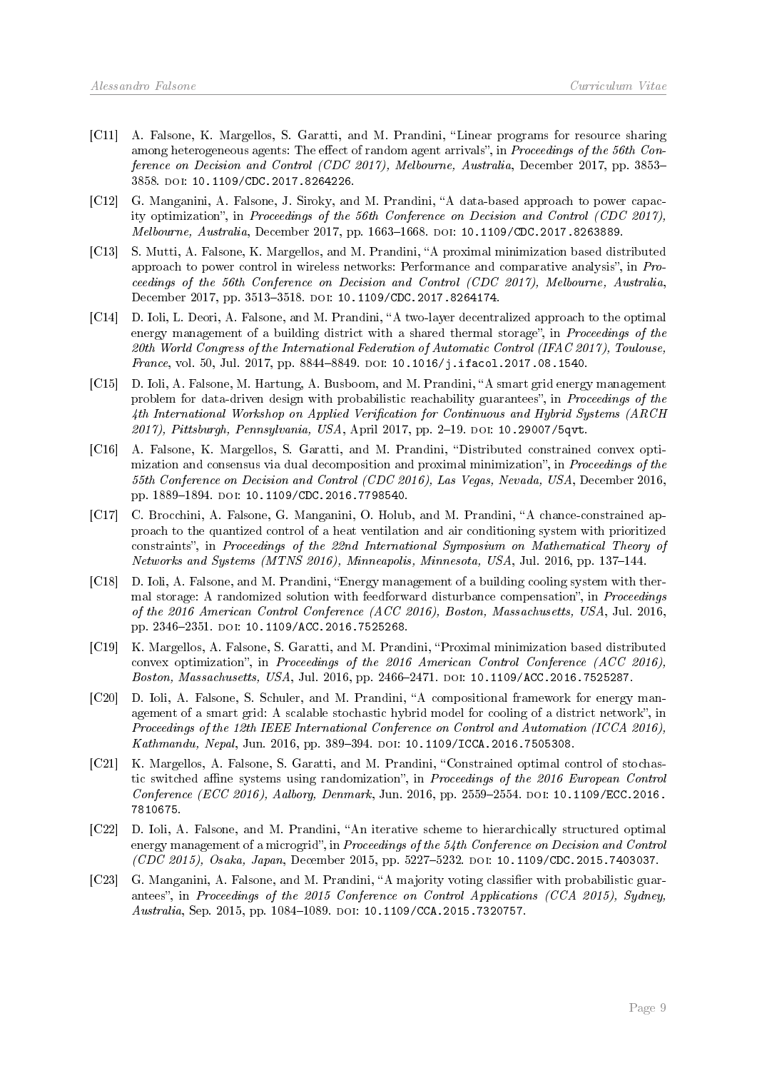[C11] A. Falsone, K. Margellos, S. Garatti, and M. Prandini, "Linear programs for resource sharing among heterogeneous agents: The effect of random agent arrivals", in *Proceedings of the 56th Conference on Decision and Control (CDC 2017), Melbourne, Australia*, December 2017, pp. 3853–3858. DOI: 10.1109/CDC.2017.8264226.

[C12] G. Manganini, A. Falsone, J. Siroky, and M. Prandini, "A data-based approach to power capacity optimization", in *Proceedings of the 56th Conference on Decision and Control (CDC 2017), Melbourne, Australia*, December 2017, pp. 1663–1668. DOI: 10.1109/CDC.2017.8263889.

[C13] S. Mutti, A. Falsone, K. Margellos, and M. Prandini, "A proximal minimization based distributed approach to power control in wireless networks: Performance and comparative analysis", in *Proceedings of the 56th Conference on Decision and Control (CDC 2017), Melbourne, Australia*, December 2017, pp. 3513–3518. DOI: 10.1109/CDC.2017.8264174.

[C14] D. Ioli, L. Deori, A. Falsone, and M. Prandini, "A two-layer decentralized approach to the optimal energy management of a building district with a shared thermal storage", in *Proceedings of the 20th World Congress of the International Federation of Automatic Control (IFAC 2017), Toulouse, France*, vol. 50, Jul. 2017, pp. 8844–8849. DOI: 10.1016/j.ifacol.2017.08.1540.

[C15] D. Ioli, A. Falsone, M. Hartung, A. Busboom, and M. Prandini, "A smart grid energy management problem for data-driven design with probabilistic reachability guarantees", in *Proceedings of the 4th International Workshop on Applied Verification for Continuous and Hybrid Systems (ARCH 2017), Pittsburgh, Pennsylvania, USA*, April 2017, pp. 2–19. DOI: 10.29007/5qvt.

[C16] A. Falsone, K. Margellos, S. Garatti, and M. Prandini, "Distributed constrained convex optimization and consensus via dual decomposition and proximal minimization", in *Proceedings of the 55th Conference on Decision and Control (CDC 2016), Las Vegas, Nevada, USA*, December 2016, pp. 1889–1894. DOI: 10.1109/CDC.2016.7798540.

[C17] C. Brocchini, A. Falsone, G. Manganini, O. Holub, and M. Prandini, "A chance-constrained approach to the quantized control of a heat ventilation and air conditioning system with prioritized constraints", in *Proceedings of the 22nd International Symposium on Mathematical Theory of Networks and Systems (MTNS 2016), Minneapolis, Minnesota, USA*, Jul. 2016, pp. 137–144.

[C18] D. Ioli, A. Falsone, and M. Prandini, "Energy management of a building cooling system with thermal storage: A randomized solution with feedforward disturbance compensation", in *Proceedings of the 2016 American Control Conference (ACC 2016), Boston, Massachusetts, USA*, Jul. 2016, pp. 2346–2351. DOI: 10.1109/ACC.2016.7525268.

[C19] K. Margellos, A. Falsone, S. Garatti, and M. Prandini, "Proximal minimization based distributed convex optimization", in *Proceedings of the 2016 American Control Conference (ACC 2016), Boston, Massachusetts, USA*, Jul. 2016, pp. 2466–2471. DOI: 10.1109/ACC.2016.7525287.

[C20] D. Ioli, A. Falsone, S. Schuler, and M. Prandini, "A compositional framework for energy management of a smart grid: A scalable stochastic hybrid model for cooling of a district network", in *Proceedings of the 12th IEEE International Conference on Control and Automation (ICCA 2016), Kathmandu, Nepal*, Jun. 2016, pp. 389–394. DOI: 10.1109/ICCA.2016.7505308.

[C21] K. Margellos, A. Falsone, S. Garatti, and M. Prandini, "Constrained optimal control of stochastic switched affine systems using randomization", in *Proceedings of the 2016 European Control Conference (ECC 2016), Aalborg, Denmark*, Jun. 2016, pp. 2559–2554. DOI: 10.1109/ECC.2016.7810675.

[C22] D. Ioli, A. Falsone, and M. Prandini, "An iterative scheme to hierarchically structured optimal energy management of a microgrid", in *Proceedings of the 54th Conference on Decision and Control (CDC 2015), Osaka, Japan*, December 2015, pp. 5227–5232. DOI: 10.1109/CDC.2015.7403037.

[C23] G. Manganini, A. Falsone, and M. Prandini, "A majority voting classifier with probabilistic guarantees", in *Proceedings of the 2015 Conference on Control Applications (CCA 2015), Sydney, Australia*, Sep. 2015, pp. 1084–1089. DOI: 10.1109/CCA.2015.7320757.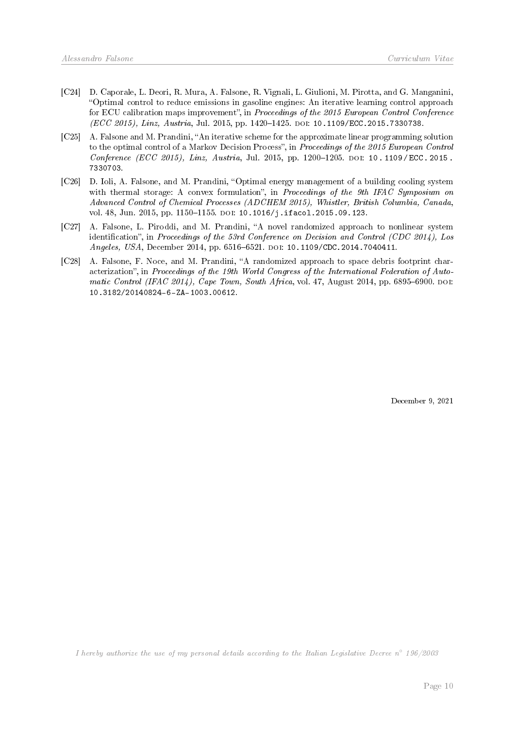[C24] D. Caporale, L. Deori, R. Mura, A. Falsone, R. Vignali, L. Giulioni, M. Pirotta, and G. Manganini, "Optimal control to reduce emissions in gasoline engines: An iterative learning control approach for ECU calibration maps improvement", in *Proceedings of the 2015 European Control Conference (ECC 2015), Linz, Austria*, Jul. 2015, pp. 1420–1425. DOI: 10.1109/ECC.2015.7330738.

[C25] A. Falsone and M. Prandini, "An iterative scheme for the approximate linear programming solution to the optimal control of a Markov Decision Process", in *Proceedings of the 2015 European Control Conference (ECC 2015), Linz, Austria*, Jul. 2015, pp. 1200–1205. DOI: 10.1109/ECC.2015.7330703.

[C26] D. Ioli, A. Falsone, and M. Prandini, "Optimal energy management of a building cooling system with thermal storage: A convex formulation", in *Proceedings of the 9th IFAC Symposium on Advanced Control of Chemical Processes (ADCHEM 2015), Whistler, British Columbia, Canada*, vol. 48, Jun. 2015, pp. 1150–1155. DOI: 10.1016/j.ifacol.2015.09.123.

[C27] A. Falsone, L. Piroddi, and M. Prandini, "A novel randomized approach to nonlinear system identification", in *Proceedings of the 53rd Conference on Decision and Control (CDC 2014), Los Angeles, USA*, December 2014, pp. 6516–6521. DOI: 10.1109/CDC.2014.7040411.

[C28] A. Falsone, F. Noce, and M. Prandini, "A randomized approach to space debris footprint characterization", in *Proceedings of the 19th World Congress of the International Federation of Automatic Control (IFAC 2014), Cape Town, South Africa*, vol. 47, August 2014, pp. 6895–6900. DOI: 10.3182/20140824-6-ZA-1003.00612.

December 9, 2021

*I hereby authorize the use of my personal details according to the Italian Legislative Decree n° 196/2003*